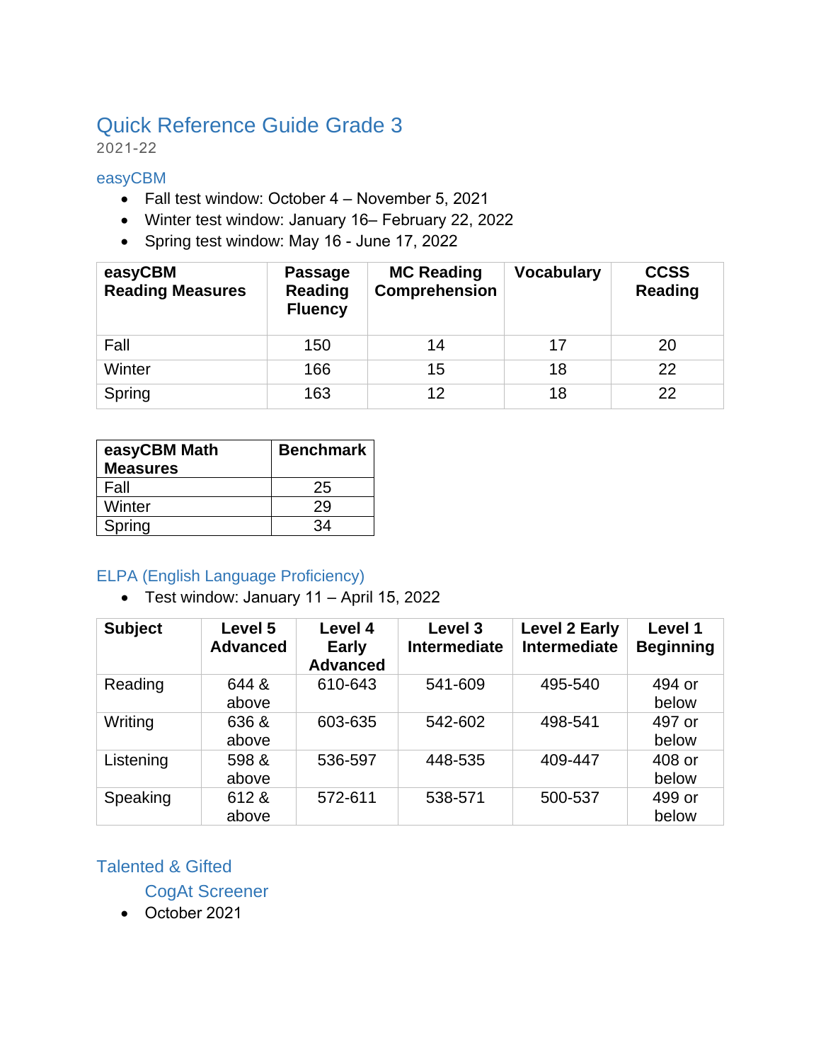# Quick Reference Guide Grade 3

2021-22

## easyCBM

- Fall test window: October 4 – November 5, 2021
- Winter test window: January 16– February 22, 2022
- Spring test window: May 16 - June 17, 2022

| easyCBM Reading Measures | Passage Reading Fluency | MC Reading Comprehension | Vocabulary | CCSS Reading |
|---|---|---|---|---|
| Fall | 150 | 14 | 17 | 20 |
| Winter | 166 | 15 | 18 | 22 |
| Spring | 163 | 12 | 18 | 22 |

| easyCBM Math Measures | Benchmark |
|---|---|
| Fall | 25 |
| Winter | 29 |
| Spring | 34 |

## ELPA (English Language Proficiency)

- Test window: January 11 – April 15, 2022

| Subject | Level 5 Advanced | Level 4 Early Advanced | Level 3 Intermediate | Level 2 Early Intermediate | Level 1 Beginning |
|---|---|---|---|---|---|
| Reading | 644 & above | 610-643 | 541-609 | 495-540 | 494 or below |
| Writing | 636 & above | 603-635 | 542-602 | 498-541 | 497 or below |
| Listening | 598 & above | 536-597 | 448-535 | 409-447 | 408 or below |
| Speaking | 612 & above | 572-611 | 538-571 | 500-537 | 499 or below |

## Talented & Gifted

### CogAt Screener

- October 2021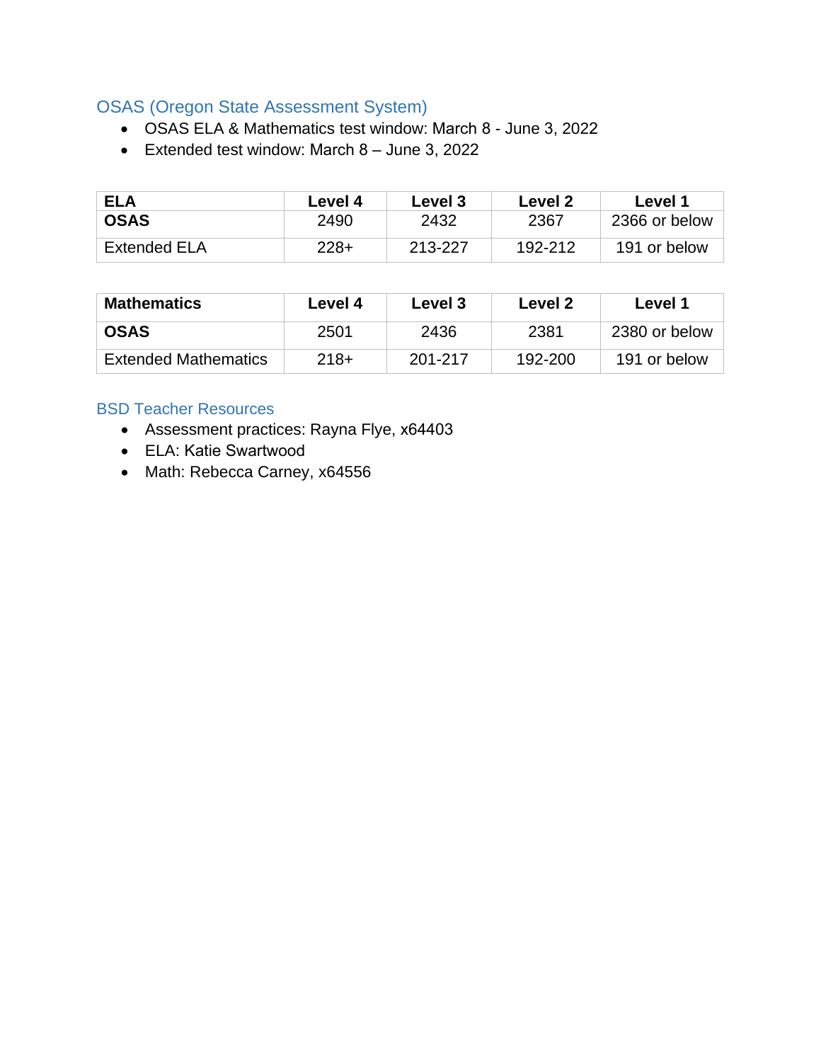## OSAS (Oregon State Assessment System)

- OSAS ELA & Mathematics test window: March 8 - June 3, 2022
- Extended test window: March 8 – June 3, 2022

| ELA | Level 4 | Level 3 | Level 2 | Level 1 |
|---|---|---|---|---|
| **OSAS** | 2490 | 2432 | 2367 | 2366 or below |
| Extended ELA | 228+ | 213-227 | 192-212 | 191 or below |

| Mathematics | Level 4 | Level 3 | Level 2 | Level 1 |
|---|---|---|---|---|
| **OSAS** | 2501 | 2436 | 2381 | 2380 or below |
| Extended Mathematics | 218+ | 201-217 | 192-200 | 191 or below |

## BSD Teacher Resources

- Assessment practices: Rayna Flye, x64403
- ELA: Katie Swartwood
- Math: Rebecca Carney, x64556